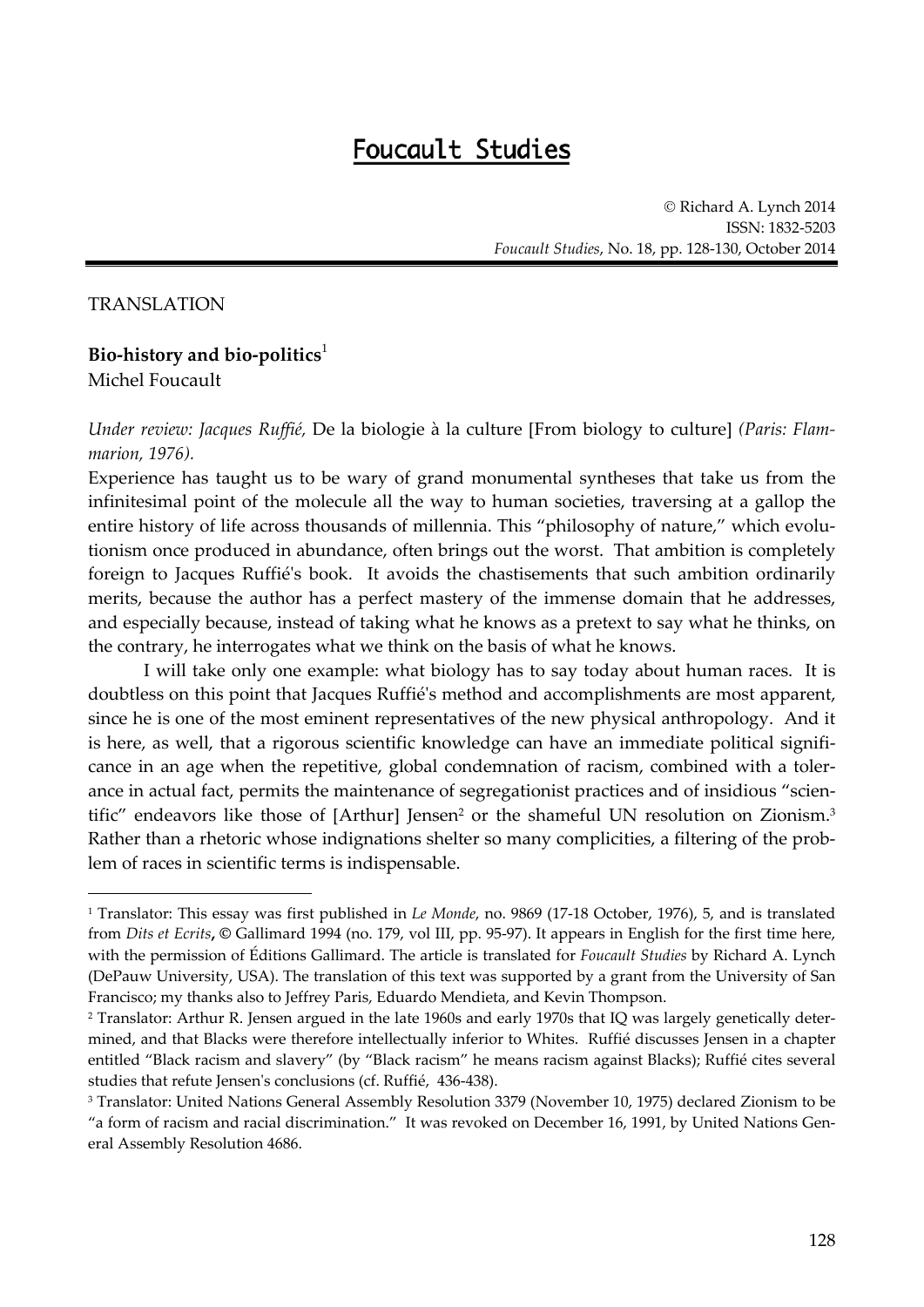# Foucault Studies

© Richard A. Lynch 2014
ISSN: 1832-5203
*Foucault Studies*, No. 18, pp. 128-130, October 2014

TRANSLATION

## Bio-history and bio-politics[1]

Michel Foucault

*Under review: Jacques Ruffié,* De la biologie à la culture [From biology to culture] *(Paris: Flammarion, 1976).*

Experience has taught us to be wary of grand monumental syntheses that take us from the infinitesimal point of the molecule all the way to human societies, traversing at a gallop the entire history of life across thousands of millennia. This "philosophy of nature," which evolutionism once produced in abundance, often brings out the worst. That ambition is completely foreign to Jacques Ruffié's book. It avoids the chastisements that such ambition ordinarily merits, because the author has a perfect mastery of the immense domain that he addresses, and especially because, instead of taking what he knows as a pretext to say what he thinks, on the contrary, he interrogates what we think on the basis of what he knows.

I will take only one example: what biology has to say today about human races. It is doubtless on this point that Jacques Ruffié's method and accomplishments are most apparent, since he is one of the most eminent representatives of the new physical anthropology. And it is here, as well, that a rigorous scientific knowledge can have an immediate political significance in an age when the repetitive, global condemnation of racism, combined with a tolerance in actual fact, permits the maintenance of segregationist practices and of insidious "scientific" endeavors like those of [Arthur] Jensen[2] or the shameful UN resolution on Zionism.[3] Rather than a rhetoric whose indignations shelter so many complicities, a filtering of the problem of races in scientific terms is indispensable.

---

[1] Translator: This essay was first published in *Le Monde*, no. 9869 (17-18 October, 1976), 5, and is translated from *Dits et Ecrits*, © Gallimard 1994 (no. 179, vol III, pp. 95-97). It appears in English for the first time here, with the permission of Éditions Gallimard. The article is translated for *Foucault Studies* by Richard A. Lynch (DePauw University, USA). The translation of this text was supported by a grant from the University of San Francisco; my thanks also to Jeffrey Paris, Eduardo Mendieta, and Kevin Thompson.

[2] Translator: Arthur R. Jensen argued in the late 1960s and early 1970s that IQ was largely genetically determined, and that Blacks were therefore intellectually inferior to Whites. Ruffié discusses Jensen in a chapter entitled "Black racism and slavery" (by "Black racism" he means racism against Blacks); Ruffié cites several studies that refute Jensen's conclusions (cf. Ruffié, 436-438).

[3] Translator: United Nations General Assembly Resolution 3379 (November 10, 1975) declared Zionism to be "a form of racism and racial discrimination." It was revoked on December 16, 1991, by United Nations General Assembly Resolution 4686.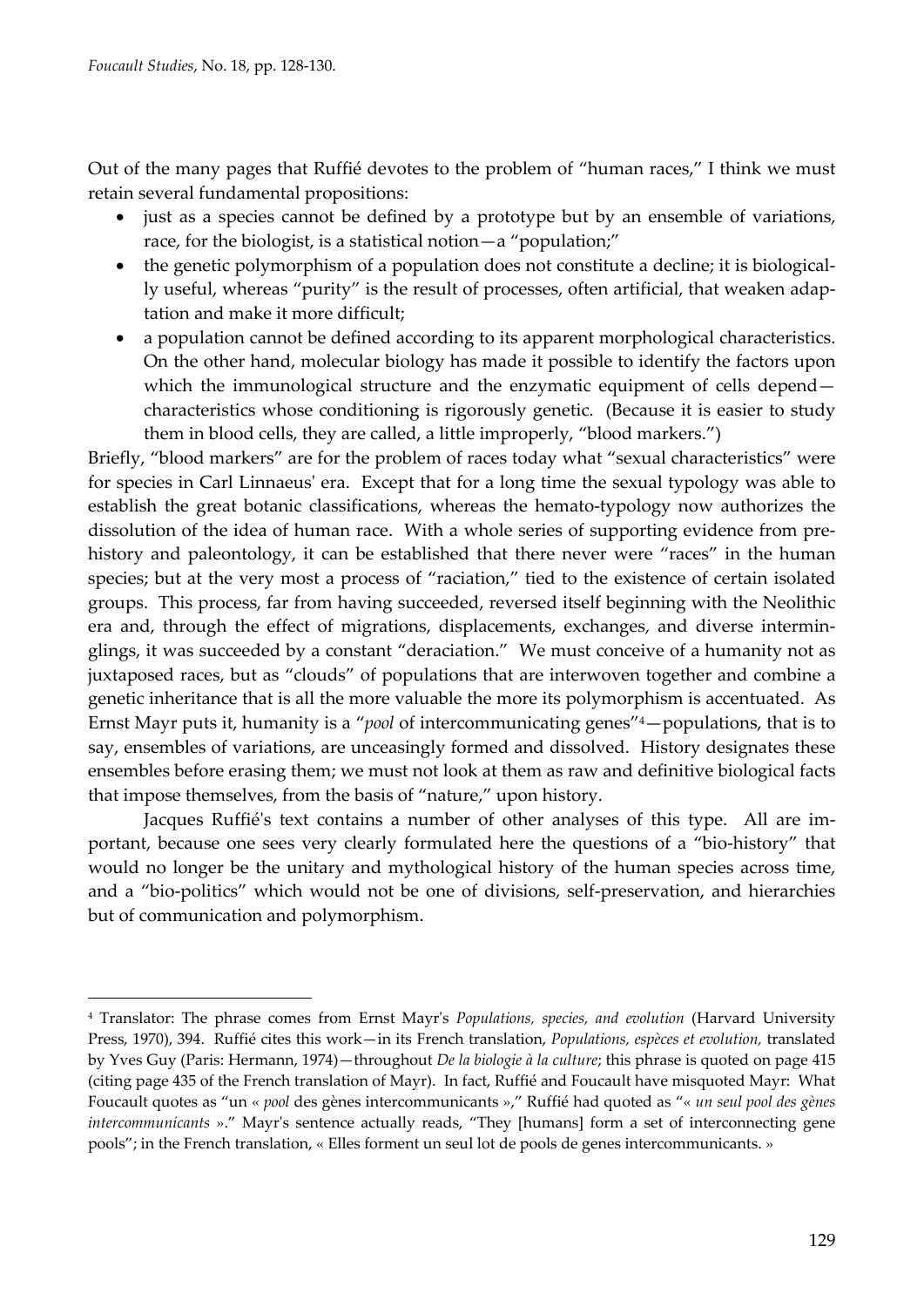Out of the many pages that Ruffié devotes to the problem of "human races," I think we must retain several fundamental propositions:

- just as a species cannot be defined by a prototype but by an ensemble of variations, race, for the biologist, is a statistical notion—a "population;"
- the genetic polymorphism of a population does not constitute a decline; it is biologically useful, whereas "purity" is the result of processes, often artificial, that weaken adaptation and make it more difficult;
- a population cannot be defined according to its apparent morphological characteristics. On the other hand, molecular biology has made it possible to identify the factors upon which the immunological structure and the enzymatic equipment of cells depend—characteristics whose conditioning is rigorously genetic. (Because it is easier to study them in blood cells, they are called, a little improperly, "blood markers.")

Briefly, "blood markers" are for the problem of races today what "sexual characteristics" were for species in Carl Linnaeus' era. Except that for a long time the sexual typology was able to establish the great botanic classifications, whereas the hemato-typology now authorizes the dissolution of the idea of human race. With a whole series of supporting evidence from prehistory and paleontology, it can be established that there never were "races" in the human species; but at the very most a process of "raciation," tied to the existence of certain isolated groups. This process, far from having succeeded, reversed itself beginning with the Neolithic era and, through the effect of migrations, displacements, exchanges, and diverse interminglings, it was succeeded by a constant "deraciation." We must conceive of a humanity not as juxtaposed races, but as "clouds" of populations that are interwoven together and combine a genetic inheritance that is all the more valuable the more its polymorphism is accentuated. As Ernst Mayr puts it, humanity is a "*pool* of intercommunicating genes"[4]—populations, that is to say, ensembles of variations, are unceasingly formed and dissolved. History designates these ensembles before erasing them; we must not look at them as raw and definitive biological facts that impose themselves, from the basis of "nature," upon history.

Jacques Ruffié's text contains a number of other analyses of this type. All are important, because one sees very clearly formulated here the questions of a "bio-history" that would no longer be the unitary and mythological history of the human species across time, and a "bio-politics" which would not be one of divisions, self-preservation, and hierarchies but of communication and polymorphism.

---

[4] Translator: The phrase comes from Ernst Mayr's *Populations, species, and evolution* (Harvard University Press, 1970), 394. Ruffié cites this work—in its French translation, *Populations, espèces et evolution,* translated by Yves Guy (Paris: Hermann, 1974)—throughout *De la biologie à la culture*; this phrase is quoted on page 415 (citing page 435 of the French translation of Mayr). In fact, Ruffié and Foucault have misquoted Mayr: What Foucault quotes as "un « *pool* des gènes intercommunicants »," Ruffié had quoted as "« *un seul pool des gènes intercommunicants* »." Mayr's sentence actually reads, "They [humans] form a set of interconnecting gene pools"; in the French translation, « Elles forment un seul lot de pools de genes intercommunicants. »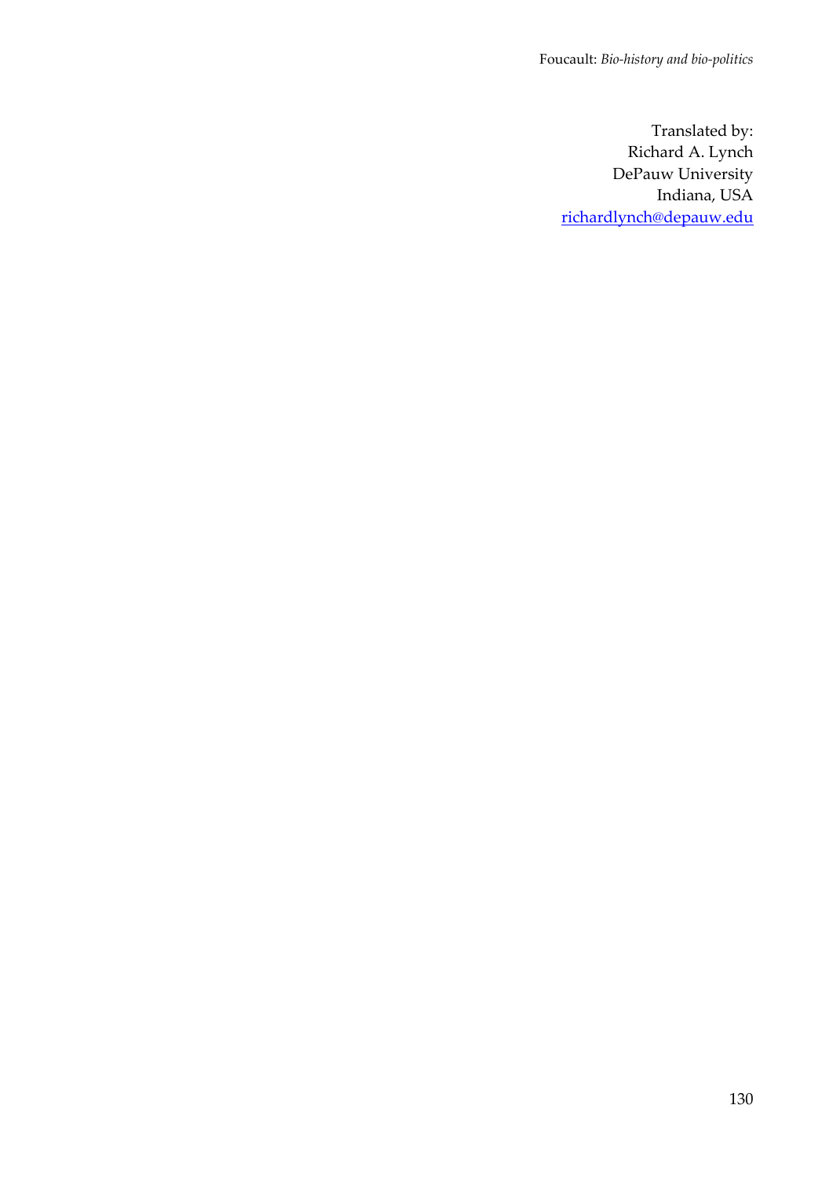Translated by:
Richard A. Lynch
DePauw University
Indiana, USA
richardlynch@depauw.edu